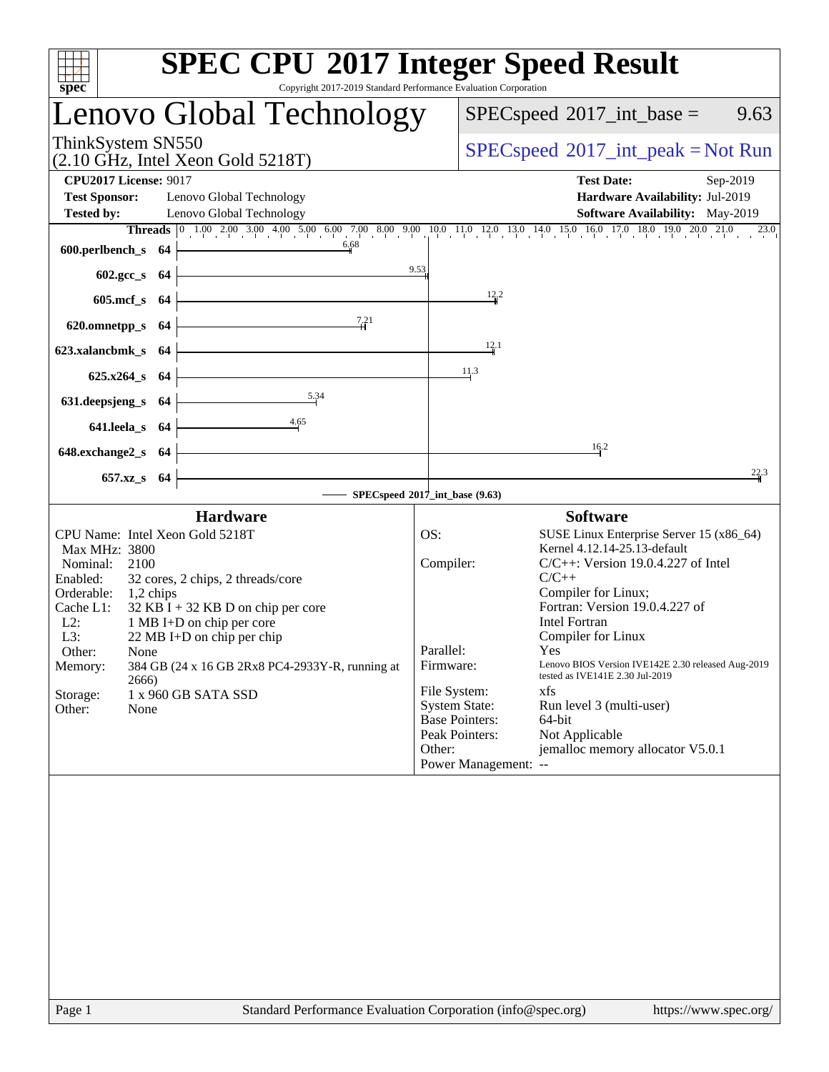# SPEC CPU 2017 Integer Speed Result

Copyright 2017-2019 Standard Performance Evaluation Corporation

## Lenovo Global Technology

ThinkSystem SN550
(2.10 GHz, Intel Xeon Gold 5218T)

SPECspeed 2017_int_base = 9.63

SPECspeed 2017_int_peak = Not Run

**CPU2017 License:** 9017
**Test Sponsor:** Lenovo Global Technology
**Tested by:** Lenovo Global Technology

**Test Date:** Sep-2019
**Hardware Availability:** Jul-2019
**Software Availability:** May-2019

| Benchmark | Threads | Base Ratio |
|---|---|---|
| 600.perlbench_s | 64 | 6.68 |
| 602.gcc_s | 64 | 9.53 |
| 605.mcf_s | 64 | 12.2 |
| 620.omnetpp_s | 64 | 7.21 |
| 623.xalancbmk_s | 64 | 12.1 |
| 625.x264_s | 64 | 11.3 |
| 631.deepsjeng_s | 64 | 5.34 |
| 641.leela_s | 64 | 4.65 |
| 648.exchange2_s | 64 | 16.2 |
| 657.xz_s | 64 | 22.3 |

SPECspeed 2017_int_base (9.63)

### Hardware

- CPU Name: Intel Xeon Gold 5218T
- Max MHz: 3800
- Nominal: 2100
- Enabled: 32 cores, 2 chips, 2 threads/core
- Orderable: 1,2 chips
- Cache L1: 32 KB I + 32 KB D on chip per core
- L2: 1 MB I+D on chip per core
- L3: 22 MB I+D on chip per chip
- Other: None
- Memory: 384 GB (24 x 16 GB 2Rx8 PC4-2933Y-R, running at 2666)
- Storage: 1 x 960 GB SATA SSD
- Other: None

### Software

- OS: SUSE Linux Enterprise Server 15 (x86_64) Kernel 4.12.14-25.13-default
- Compiler: C/C++: Version 19.0.4.227 of Intel C/C++ Compiler for Linux; Fortran: Version 19.0.4.227 of Intel Fortran Compiler for Linux
- Parallel: Yes
- Firmware: Lenovo BIOS Version IVE142E 2.30 released Aug-2019 tested as IVE141E 2.30 Jul-2019
- File System: xfs
- System State: Run level 3 (multi-user)
- Base Pointers: 64-bit
- Peak Pointers: Not Applicable
- Other: jemalloc memory allocator V5.0.1
- Power Management: --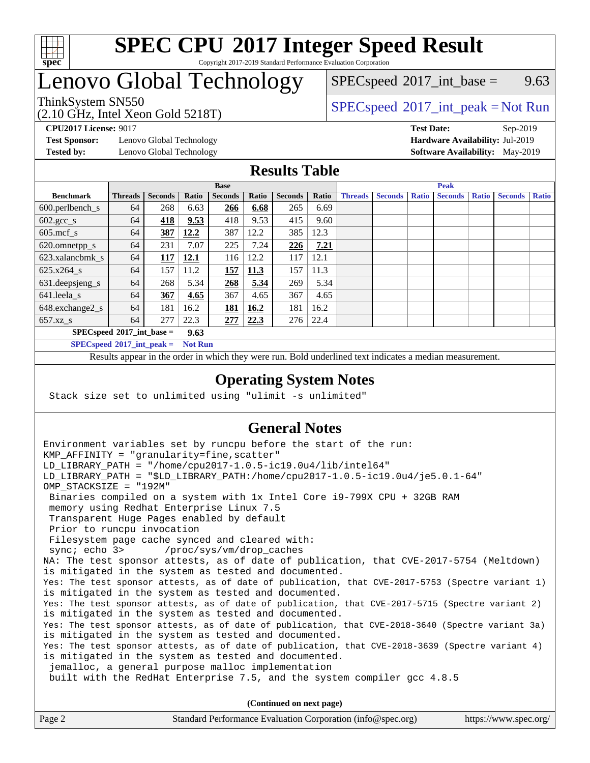# SPEC CPU 2017 Integer Speed Result

Copyright 2017-2019 Standard Performance Evaluation Corporation

# Lenovo Global Technology

ThinkSystem SN550
(2.10 GHz, Intel Xeon Gold 5218T)

SPECspeed 2017_int_base = 9.63

SPECspeed 2017_int_peak = Not Run

**CPU2017 License:** 9017
**Test Sponsor:** Lenovo Global Technology
**Tested by:** Lenovo Global Technology

**Test Date:** Sep-2019
**Hardware Availability:** Jul-2019
**Software Availability:** May-2019

## Results Table

| Benchmark | Base | | | | | | | Peak | | | | | | |
|---|---|---|---|---|---|---|---|---|---|---|---|---|---|---|
| | Threads | Seconds | Ratio | Seconds | Ratio | Seconds | Ratio | Threads | Seconds | Ratio | Seconds | Ratio | Seconds | Ratio |
| 600.perlbench_s | 64 | 268 | 6.63 | **266** | **6.68** | 265 | 6.69 | | | | | | | |
| 602.gcc_s | 64 | **418** | **9.53** | 418 | 9.53 | 415 | 9.60 | | | | | | | |
| 605.mcf_s | 64 | **387** | **12.2** | 387 | 12.2 | 385 | 12.3 | | | | | | | |
| 620.omnetpp_s | 64 | 231 | 7.07 | 225 | 7.24 | **226** | **7.21** | | | | | | | |
| 623.xalancbmk_s | 64 | **117** | **12.1** | 116 | 12.2 | 117 | 12.1 | | | | | | | |
| 625.x264_s | 64 | 157 | 11.2 | **157** | **11.3** | 157 | 11.3 | | | | | | | |
| 631.deepsjeng_s | 64 | 268 | 5.34 | **268** | **5.34** | 269 | 5.34 | | | | | | | |
| 641.leela_s | 64 | **367** | **4.65** | 367 | 4.65 | 367 | 4.65 | | | | | | | |
| 648.exchange2_s | 64 | 181 | 16.2 | **181** | **16.2** | 181 | 16.2 | | | | | | | |
| 657.xz_s | 64 | 277 | 22.3 | **277** | **22.3** | 276 | 22.4 | | | | | | | |

**SPECspeed 2017_int_base = 9.63**

**SPECspeed 2017_int_peak = Not Run**

Results appear in the order in which they were run. Bold underlined text indicates a median measurement.

## Operating System Notes

```
Stack size set to unlimited using "ulimit -s unlimited"
```

## General Notes

```
Environment variables set by runcpu before the start of the run:
KMP_AFFINITY = "granularity=fine,scatter"
LD_LIBRARY_PATH = "/home/cpu2017-1.0.5-ic19.0u4/lib/intel64"
LD_LIBRARY_PATH = "$LD_LIBRARY_PATH:/home/cpu2017-1.0.5-ic19.0u4/je5.0.1-64"
OMP_STACKSIZE = "192M"
 Binaries compiled on a system with 1x Intel Core i9-799X CPU + 32GB RAM
 memory using Redhat Enterprise Linux 7.5
 Transparent Huge Pages enabled by default
 Prior to runcpu invocation
 Filesystem page cache synced and cleared with:
 sync; echo 3>       /proc/sys/vm/drop_caches
NA: The test sponsor attests, as of date of publication, that CVE-2017-5754 (Meltdown)
is mitigated in the system as tested and documented.
Yes: The test sponsor attests, as of date of publication, that CVE-2017-5753 (Spectre variant 1)
is mitigated in the system as tested and documented.
Yes: The test sponsor attests, as of date of publication, that CVE-2017-5715 (Spectre variant 2)
is mitigated in the system as tested and documented.
Yes: The test sponsor attests, as of date of publication, that CVE-2018-3640 (Spectre variant 3a)
is mitigated in the system as tested and documented.
Yes: The test sponsor attests, as of date of publication, that CVE-2018-3639 (Spectre variant 4)
is mitigated in the system as tested and documented.
 jemalloc, a general purpose malloc implementation
 built with the RedHat Enterprise 7.5, and the system compiler gcc 4.8.5
```

**(Continued on next page)**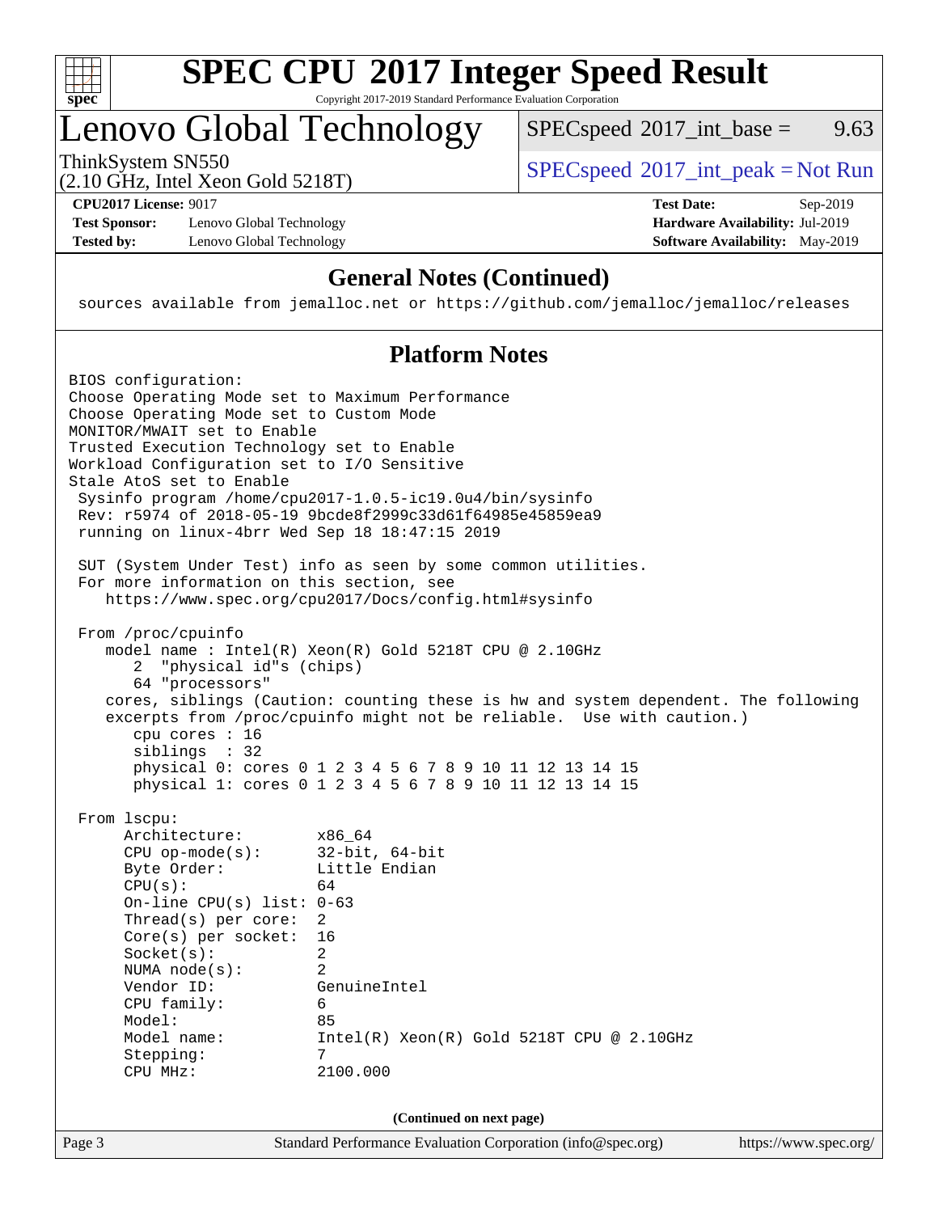# SPEC CPU 2017 Integer Speed Result

Copyright 2017-2019 Standard Performance Evaluation Corporation

# Lenovo Global Technology

ThinkSystem SN550
(2.10 GHz, Intel Xeon Gold 5218T)

SPECspeed 2017_int_base = 9.63

SPECspeed 2017_int_peak = Not Run

**CPU2017 License:** 9017
**Test Sponsor:** Lenovo Global Technology
**Tested by:** Lenovo Global Technology

**Test Date:** Sep-2019
**Hardware Availability:** Jul-2019
**Software Availability:** May-2019

## General Notes (Continued)

```
sources available from jemalloc.net or https://github.com/jemalloc/jemalloc/releases
```

## Platform Notes

```
BIOS configuration:
Choose Operating Mode set to Maximum Performance
Choose Operating Mode set to Custom Mode
MONITOR/MWAIT set to Enable
Trusted Execution Technology set to Enable
Workload Configuration set to I/O Sensitive
Stale AtoS set to Enable
 Sysinfo program /home/cpu2017-1.0.5-ic19.0u4/bin/sysinfo
 Rev: r5974 of 2018-05-19 9bcde8f2999c33d61f64985e45859ea9
 running on linux-4brr Wed Sep 18 18:47:15 2019

 SUT (System Under Test) info as seen by some common utilities.
 For more information on this section, see
    https://www.spec.org/cpu2017/Docs/config.html#sysinfo

 From /proc/cpuinfo
    model name : Intel(R) Xeon(R) Gold 5218T CPU @ 2.10GHz
       2  "physical id"s (chips)
       64 "processors"
    cores, siblings (Caution: counting these is hw and system dependent. The following
    excerpts from /proc/cpuinfo might not be reliable.  Use with caution.)
       cpu cores : 16
       siblings  : 32
       physical 0: cores 0 1 2 3 4 5 6 7 8 9 10 11 12 13 14 15
       physical 1: cores 0 1 2 3 4 5 6 7 8 9 10 11 12 13 14 15

 From lscpu:
      Architecture:          x86_64
      CPU op-mode(s):        32-bit, 64-bit
      Byte Order:            Little Endian
      CPU(s):                64
      On-line CPU(s) list: 0-63
      Thread(s) per core:  2
      Core(s) per socket:  16
      Socket(s):             2
      NUMA node(s):          2
      Vendor ID:             GenuineIntel
      CPU family:            6
      Model:                 85
      Model name:            Intel(R) Xeon(R) Gold 5218T CPU @ 2.10GHz
      Stepping:              7
      CPU MHz:               2100.000
```

**(Continued on next page)**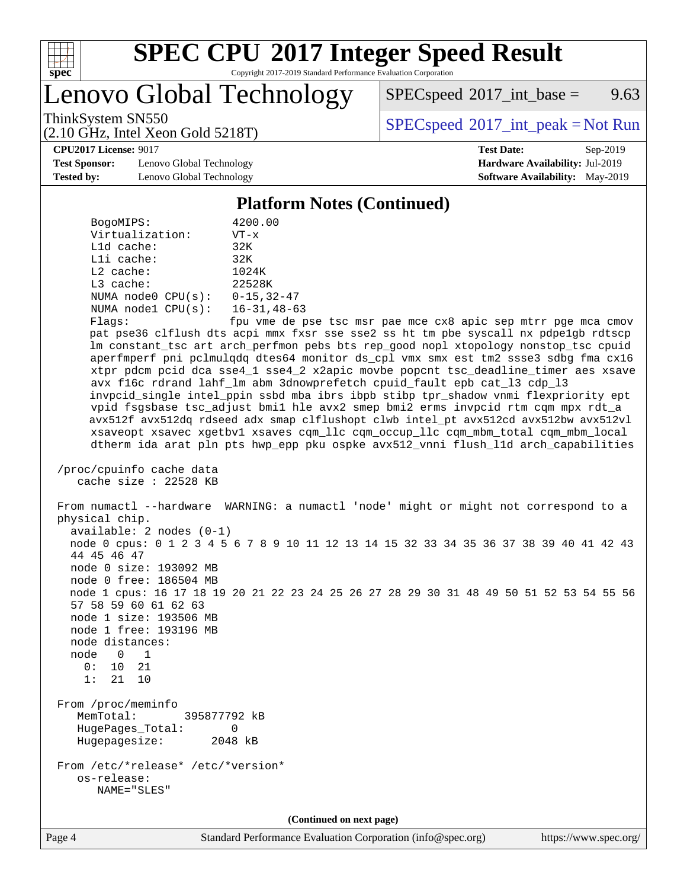## Platform Notes (Continued)

```
     BogoMIPS:              4200.00
     Virtualization:        VT-x
     L1d cache:             32K
     L1i cache:             32K
     L2 cache:              1024K
     L3 cache:              22528K
     NUMA node0 CPU(s):     0-15,32-47
     NUMA node1 CPU(s):     16-31,48-63
     Flags:                 fpu vme de pse tsc msr pae mce cx8 apic sep mtrr pge mca cmov
     pat pse36 clflush dts acpi mmx fxsr sse sse2 ss ht tm pbe syscall nx pdpe1gb rdtscp
     lm constant_tsc art arch_perfmon pebs bts rep_good nopl xtopology nonstop_tsc cpuid
     aperfmperf pni pclmulqdq dtes64 monitor ds_cpl vmx smx est tm2 ssse3 sdbg fma cx16
     xtpr pdcm pcid dca sse4_1 sse4_2 x2apic movbe popcnt tsc_deadline_timer aes xsave
     avx f16c rdrand lahf_lm abm 3dnowprefetch cpuid_fault epb cat_l3 cdp_l3
     invpcid_single intel_ppin ssbd mba ibrs ibpb stibp tpr_shadow vnmi flexpriority ept
     vpid fsgsbase tsc_adjust bmi1 hle avx2 smep bmi2 erms invpcid rtm cqm mpx rdt_a
     avx512f avx512dq rdseed adx smap clflushopt clwb intel_pt avx512cd avx512bw avx512vl
     xsaveopt xsavec xgetbv1 xsaves cqm_llc cqm_occup_llc cqm_mbm_total cqm_mbm_local
     dtherm ida arat pln pts hwp_epp pku ospke avx512_vnni flush_l1d arch_capabilities

 /proc/cpuinfo cache data
    cache size : 22528 KB

 From numactl --hardware  WARNING: a numactl 'node' might or might not correspond to a
 physical chip.
   available: 2 nodes (0-1)
   node 0 cpus: 0 1 2 3 4 5 6 7 8 9 10 11 12 13 14 15 32 33 34 35 36 37 38 39 40 41 42 43
   44 45 46 47
   node 0 size: 193092 MB
   node 0 free: 186504 MB
   node 1 cpus: 16 17 18 19 20 21 22 23 24 25 26 27 28 29 30 31 48 49 50 51 52 53 54 55 56
   57 58 59 60 61 62 63
   node 1 size: 193506 MB
   node 1 free: 193196 MB
   node distances:
   node   0   1
     0:  10  21
     1:  21  10

 From /proc/meminfo
    MemTotal:       395877792 kB
    HugePages_Total:       0
    Hugepagesize:       2048 kB

 From /etc/*release* /etc/*version*
    os-release:
       NAME="SLES"
```

(Continued on next page)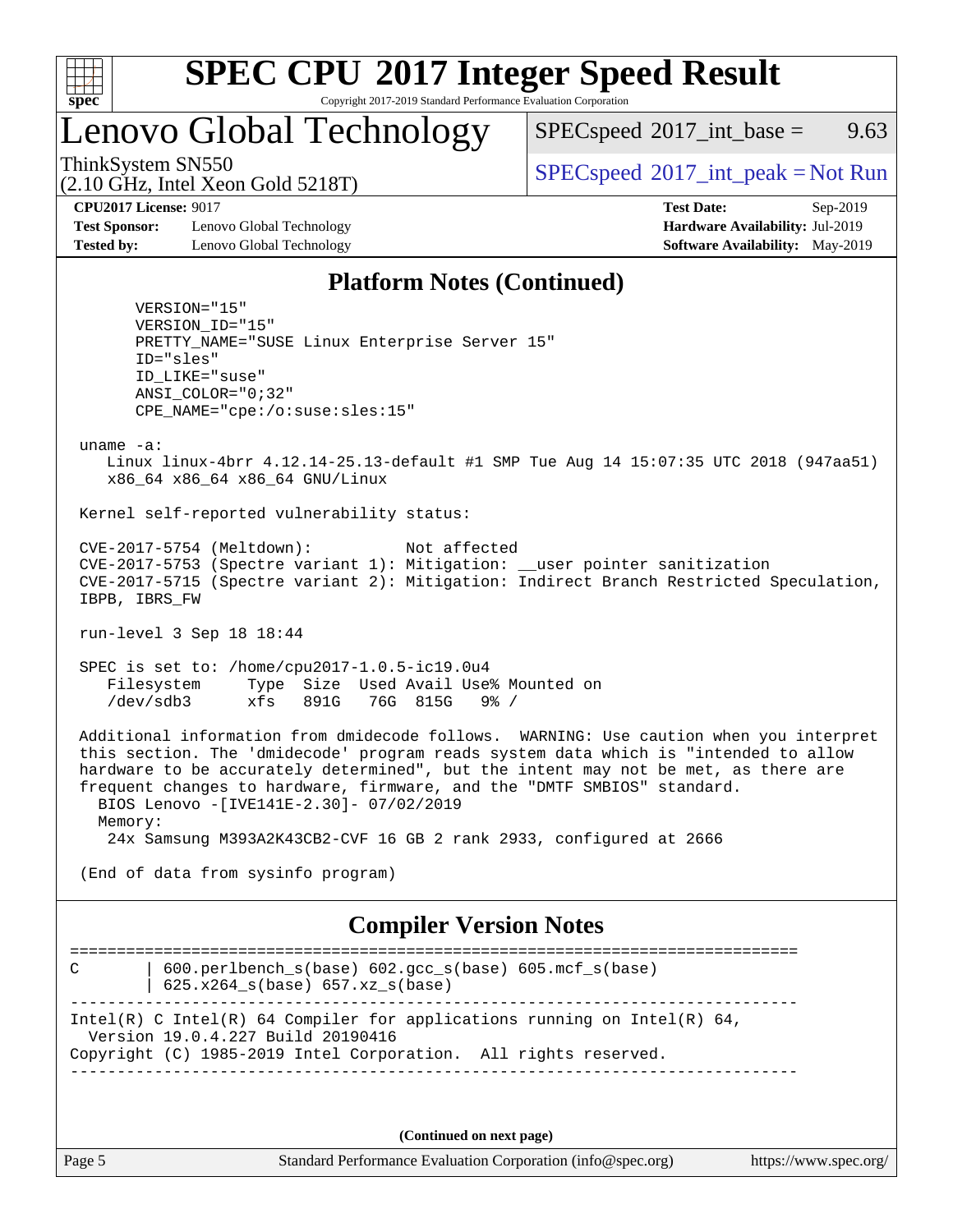## Platform Notes (Continued)

```
      VERSION="15"
      VERSION_ID="15"
      PRETTY_NAME="SUSE Linux Enterprise Server 15"
      ID="sles"
      ID_LIKE="suse"
      ANSI_COLOR="0;32"
      CPE_NAME="cpe:/o:suse:sles:15"

 uname -a:
    Linux linux-4brr 4.12.14-25.13-default #1 SMP Tue Aug 14 15:07:35 UTC 2018 (947aa51)
    x86_64 x86_64 x86_64 GNU/Linux

 Kernel self-reported vulnerability status:

 CVE-2017-5754 (Meltdown):          Not affected
 CVE-2017-5753 (Spectre variant 1): Mitigation: __user pointer sanitization
 CVE-2017-5715 (Spectre variant 2): Mitigation: Indirect Branch Restricted Speculation,
 IBPB, IBRS_FW

 run-level 3 Sep 18 18:44

 SPEC is set to: /home/cpu2017-1.0.5-ic19.0u4
    Filesystem     Type  Size  Used Avail Use% Mounted on
    /dev/sdb3      xfs   891G   76G  815G   9% /

 Additional information from dmidecode follows.  WARNING: Use caution when you interpret
 this section. The 'dmidecode' program reads system data which is "intended to allow
 hardware to be accurately determined", but the intent may not be met, as there are
 frequent changes to hardware, firmware, and the "DMTF SMBIOS" standard.
   BIOS Lenovo -[IVE141E-2.30]- 07/02/2019
   Memory:
    24x Samsung M393A2K43CB2-CVF 16 GB 2 rank 2933, configured at 2666

 (End of data from sysinfo program)
```

## Compiler Version Notes

```
==============================================================================
C       | 600.perlbench_s(base) 602.gcc_s(base) 605.mcf_s(base)
        | 625.x264_s(base) 657.xz_s(base)
------------------------------------------------------------------------------
Intel(R) C Intel(R) 64 Compiler for applications running on Intel(R) 64,
  Version 19.0.4.227 Build 20190416
Copyright (C) 1985-2019 Intel Corporation.  All rights reserved.
------------------------------------------------------------------------------
```

**(Continued on next page)**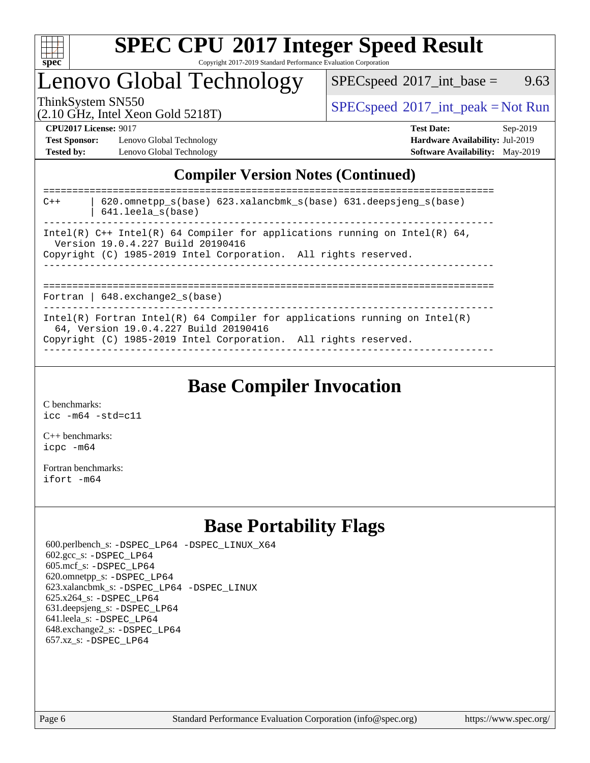## Compiler Version Notes (Continued)

```
==============================================================================
C++       | 620.omnetpp_s(base) 623.xalancbmk_s(base) 631.deepsjeng_s(base)
          | 641.leela_s(base)
------------------------------------------------------------------------------
Intel(R) C++ Intel(R) 64 Compiler for applications running on Intel(R) 64,
  Version 19.0.4.227 Build 20190416
Copyright (C) 1985-2019 Intel Corporation.  All rights reserved.
------------------------------------------------------------------------------

==============================================================================
Fortran | 648.exchange2_s(base)
------------------------------------------------------------------------------
Intel(R) Fortran Intel(R) 64 Compiler for applications running on Intel(R)
  64, Version 19.0.4.227 Build 20190416
Copyright (C) 1985-2019 Intel Corporation.  All rights reserved.
------------------------------------------------------------------------------
```

## Base Compiler Invocation

C benchmarks:
`icc -m64 -std=c11`

C++ benchmarks:
`icpc -m64`

Fortran benchmarks:
`ifort -m64`

## Base Portability Flags

600.perlbench_s: -DSPEC_LP64 -DSPEC_LINUX_X64
602.gcc_s: -DSPEC_LP64
605.mcf_s: -DSPEC_LP64
620.omnetpp_s: -DSPEC_LP64
623.xalancbmk_s: -DSPEC_LP64 -DSPEC_LINUX
625.x264_s: -DSPEC_LP64
631.deepsjeng_s: -DSPEC_LP64
641.leela_s: -DSPEC_LP64
648.exchange2_s: -DSPEC_LP64
657.xz_s: -DSPEC_LP64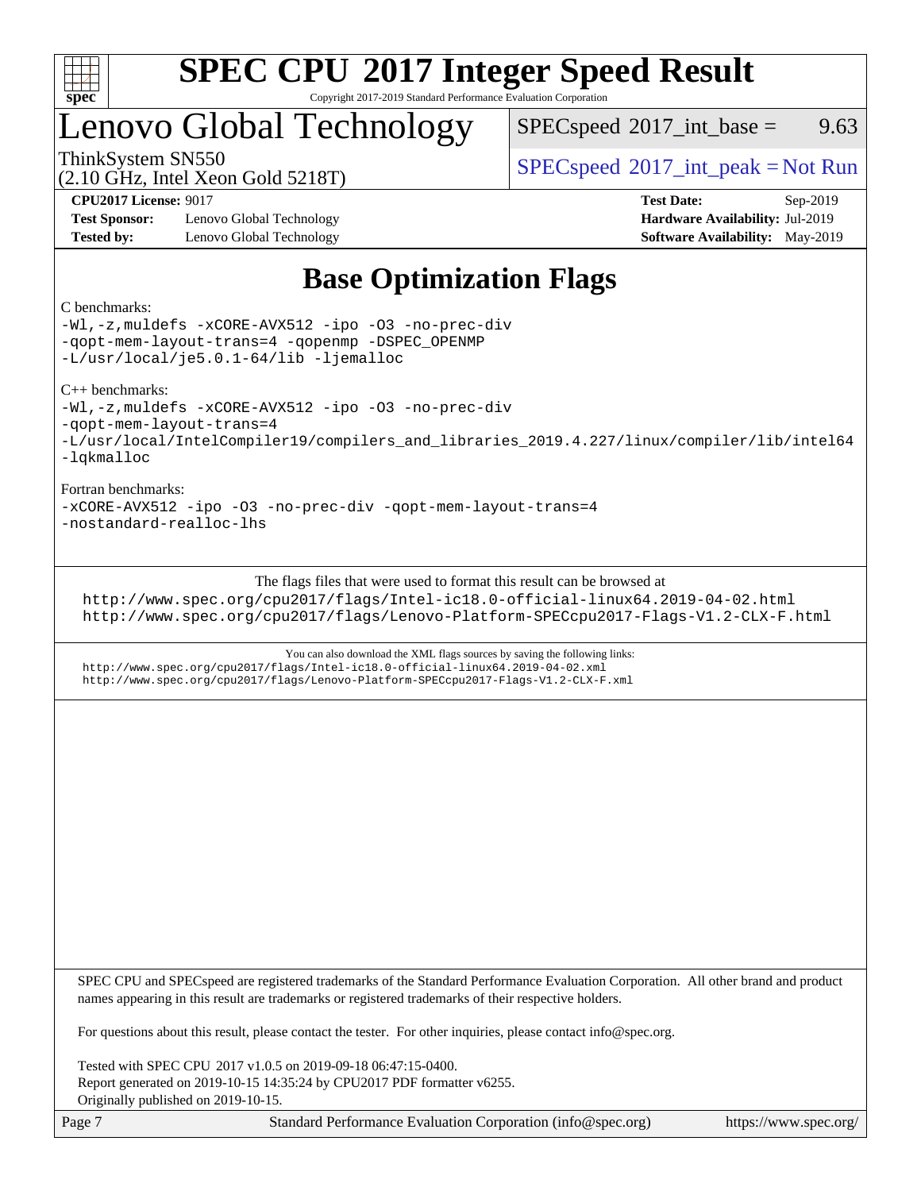# SPEC CPU 2017 Integer Speed Result

Copyright 2017-2019 Standard Performance Evaluation Corporation

# Lenovo Global Technology

ThinkSystem SN550
(2.10 GHz, Intel Xeon Gold 5218T)

SPECspeed 2017_int_base = 9.63

SPECspeed 2017_int_peak = Not Run

**CPU2017 License:** 9017
**Test Sponsor:** Lenovo Global Technology
**Tested by:** Lenovo Global Technology

**Test Date:** Sep-2019
**Hardware Availability:** Jul-2019
**Software Availability:** May-2019

## Base Optimization Flags

C benchmarks:

```
-Wl,-z,muldefs -xCORE-AVX512 -ipo -O3 -no-prec-div
-qopt-mem-layout-trans=4 -qopenmp -DSPEC_OPENMP
-L/usr/local/je5.0.1-64/lib -ljemalloc
```

C++ benchmarks:

```
-Wl,-z,muldefs -xCORE-AVX512 -ipo -O3 -no-prec-div
-qopt-mem-layout-trans=4
-L/usr/local/IntelCompiler19/compilers_and_libraries_2019.4.227/linux/compiler/lib/intel64
-lqkmalloc
```

Fortran benchmarks:

```
-xCORE-AVX512 -ipo -O3 -no-prec-div -qopt-mem-layout-trans=4
-nostandard-realloc-lhs
```

The flags files that were used to format this result can be browsed at
http://www.spec.org/cpu2017/flags/Intel-ic18.0-official-linux64.2019-04-02.html
http://www.spec.org/cpu2017/flags/Lenovo-Platform-SPECcpu2017-Flags-V1.2-CLX-F.html

You can also download the XML flags sources by saving the following links:
http://www.spec.org/cpu2017/flags/Intel-ic18.0-official-linux64.2019-04-02.xml
http://www.spec.org/cpu2017/flags/Lenovo-Platform-SPECcpu2017-Flags-V1.2-CLX-F.xml

SPEC CPU and SPECspeed are registered trademarks of the Standard Performance Evaluation Corporation. All other brand and product names appearing in this result are trademarks or registered trademarks of their respective holders.

For questions about this result, please contact the tester. For other inquiries, please contact info@spec.org.

Tested with SPEC CPU 2017 v1.0.5 on 2019-09-18 06:47:15-0400.
Report generated on 2019-10-15 14:35:24 by CPU2017 PDF formatter v6255.
Originally published on 2019-10-15.